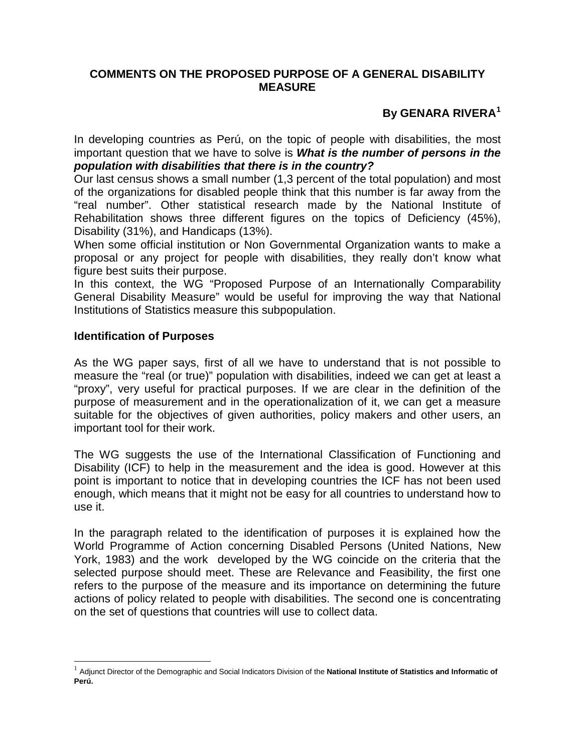# COMMENTS ON THE PROPOSED PURPOSE OF A GENERAL DISABILITY MEASURE

**By GENARA RIVERA[1]**

In developing countries as Perú, on the topic of people with disabilities, the most important question that we have to solve is ***What is the number of persons in the population with disabilities that there is in the country?***
Our last census shows a small number (1,3 percent of the total population) and most of the organizations for disabled people think that this number is far away from the "real number". Other statistical research made by the National Institute of Rehabilitation shows three different figures on the topics of Deficiency (45%), Disability (31%), and Handicaps (13%).
When some official institution or Non Governmental Organization wants to make a proposal or any project for people with disabilities, they really don't know what figure best suits their purpose.
In this context, the WG "Proposed Purpose of an Internationally Comparability General Disability Measure" would be useful for improving the way that National Institutions of Statistics measure this subpopulation.

## Identification of Purposes

As the WG paper says, first of all we have to understand that is not possible to measure the "real (or true)" population with disabilities, indeed we can get at least a "proxy", very useful for practical purposes. If we are clear in the definition of the purpose of measurement and in the operationalization of it, we can get a measure suitable for the objectives of given authorities, policy makers and other users, an important tool for their work.

The WG suggests the use of the International Classification of Functioning and Disability (ICF) to help in the measurement and the idea is good. However at this point is important to notice that in developing countries the ICF has not been used enough, which means that it might not be easy for all countries to understand how to use it.

In the paragraph related to the identification of purposes it is explained how the World Programme of Action concerning Disabled Persons (United Nations, New York, 1983) and the work developed by the WG coincide on the criteria that the selected purpose should meet. These are Relevance and Feasibility, the first one refers to the purpose of the measure and its importance on determining the future actions of policy related to people with disabilities. The second one is concentrating on the set of questions that countries will use to collect data.

[1] Adjunct Director of the Demographic and Social Indicators Division of the **National Institute of Statistics and Informatic of Perú.**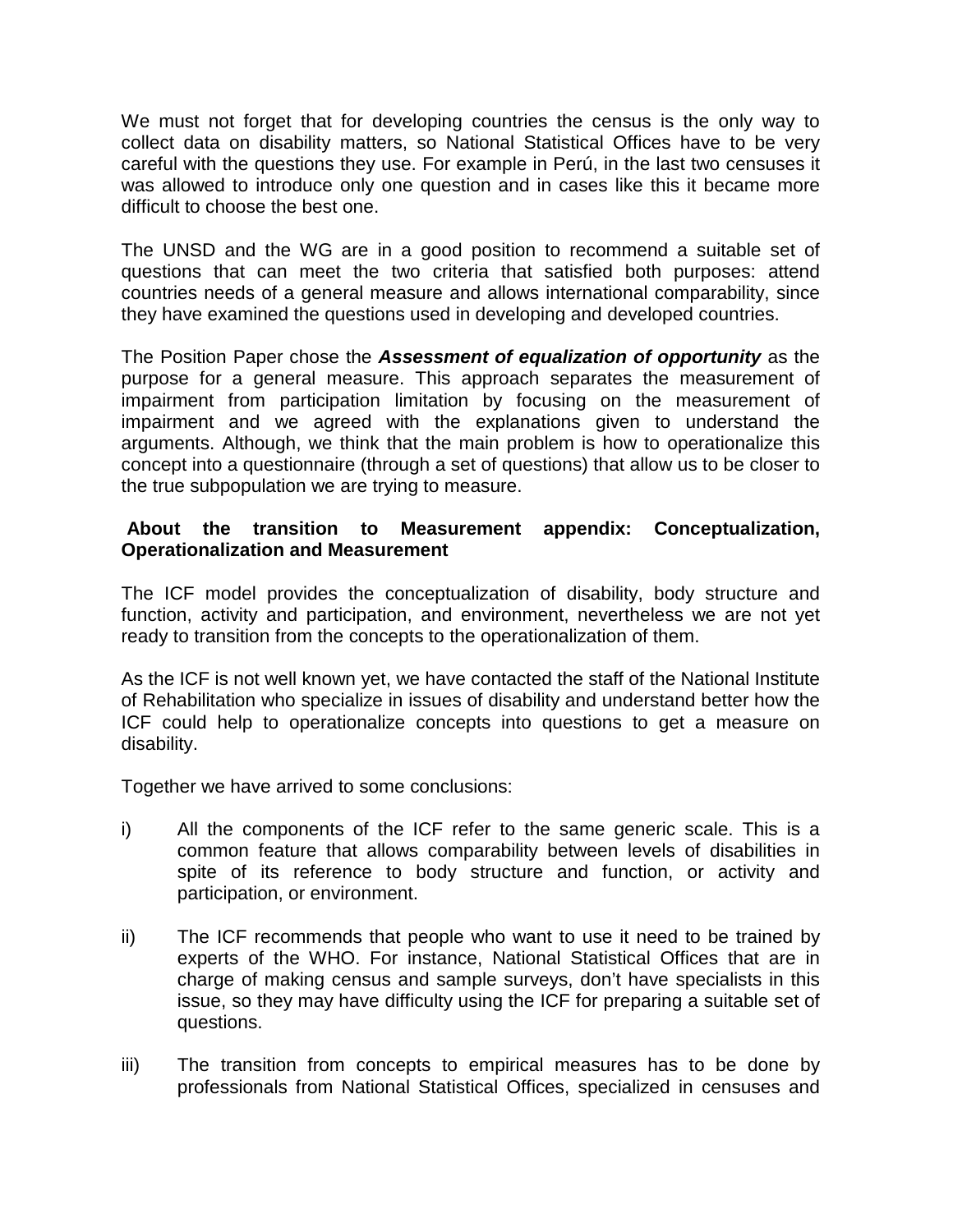We must not forget that for developing countries the census is the only way to collect data on disability matters, so National Statistical Offices have to be very careful with the questions they use. For example in Perú, in the last two censuses it was allowed to introduce only one question and in cases like this it became more difficult to choose the best one.

The UNSD and the WG are in a good position to recommend a suitable set of questions that can meet the two criteria that satisfied both purposes: attend countries needs of a general measure and allows international comparability, since they have examined the questions used in developing and developed countries.

The Position Paper chose the ***Assessment of equalization of opportunity*** as the purpose for a general measure. This approach separates the measurement of impairment from participation limitation by focusing on the measurement of impairment and we agreed with the explanations given to understand the arguments. Although, we think that the main problem is how to operationalize this concept into a questionnaire (through a set of questions) that allow us to be closer to the true subpopulation we are trying to measure.

**About the transition to Measurement appendix: Conceptualization, Operationalization and Measurement**

The ICF model provides the conceptualization of disability, body structure and function, activity and participation, and environment, nevertheless we are not yet ready to transition from the concepts to the operationalization of them.

As the ICF is not well known yet, we have contacted the staff of the National Institute of Rehabilitation who specialize in issues of disability and understand better how the ICF could help to operationalize concepts into questions to get a measure on disability.

Together we have arrived to some conclusions:

i) All the components of the ICF refer to the same generic scale. This is a common feature that allows comparability between levels of disabilities in spite of its reference to body structure and function, or activity and participation, or environment.

ii) The ICF recommends that people who want to use it need to be trained by experts of the WHO. For instance, National Statistical Offices that are in charge of making census and sample surveys, don't have specialists in this issue, so they may have difficulty using the ICF for preparing a suitable set of questions.

iii) The transition from concepts to empirical measures has to be done by professionals from National Statistical Offices, specialized in censuses and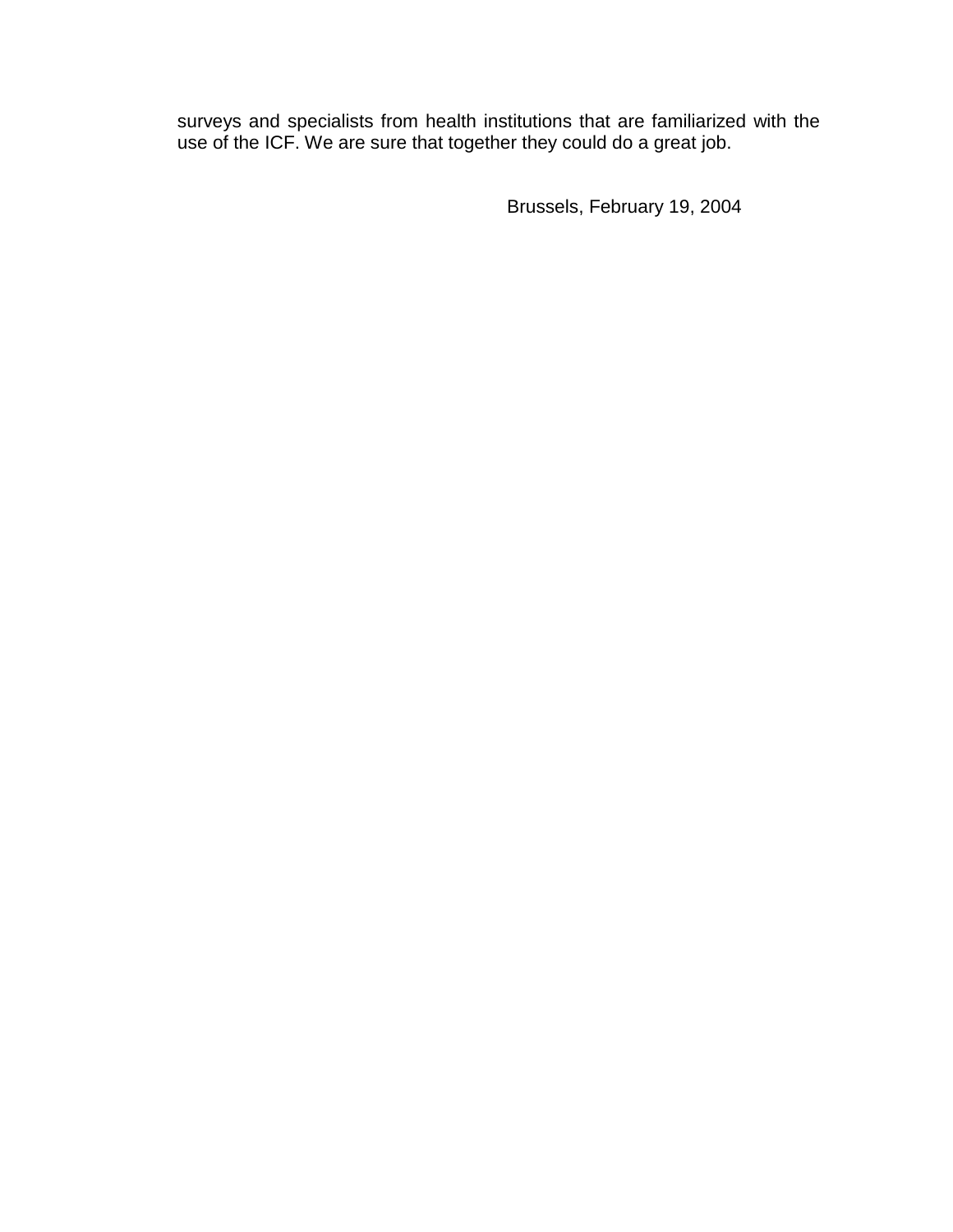surveys and specialists from health institutions that are familiarized with the use of the ICF. We are sure that together they could do a great job.

Brussels, February 19, 2004